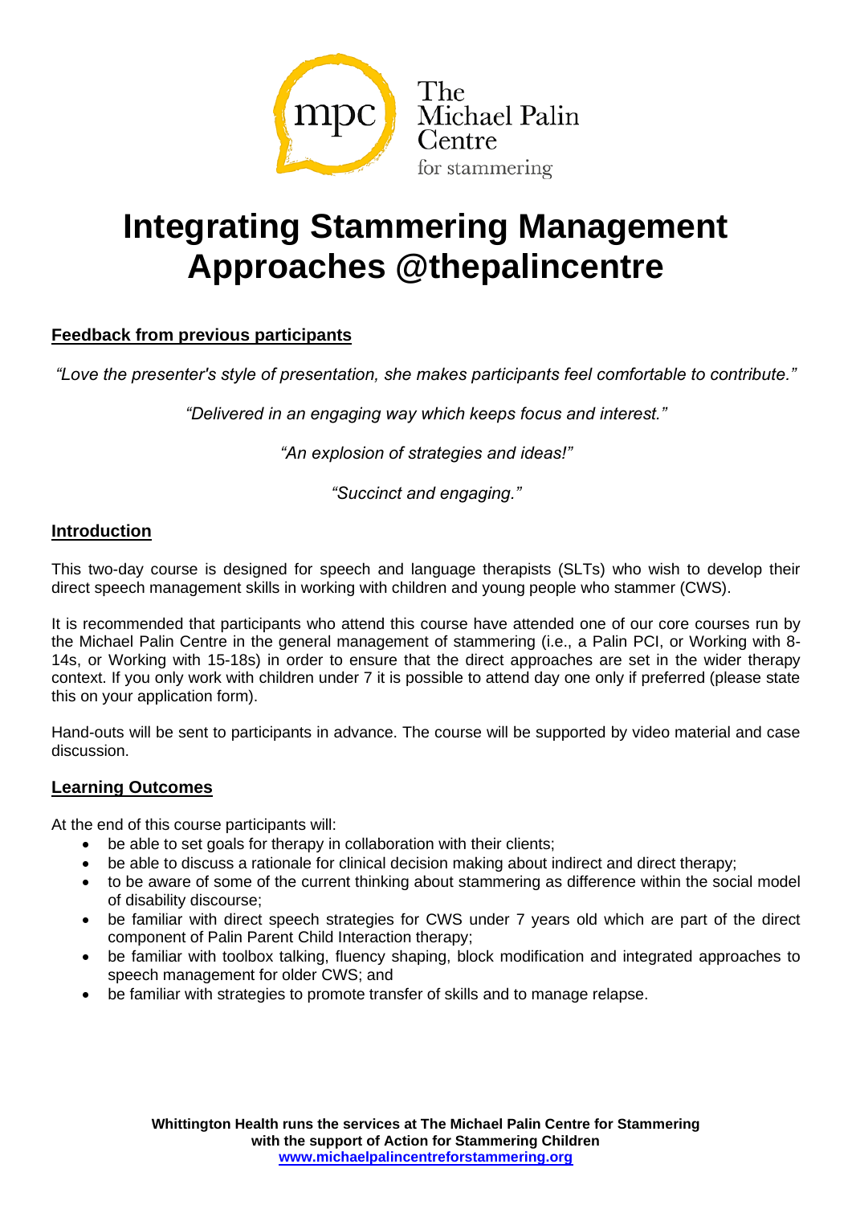The Michael Palin Centre for stammering

# Integrating Stammering Management Approaches @thepalincentre

## Feedback from previous participants

*"Love the presenter's style of presentation, she makes participants feel comfortable to contribute."*

*"Delivered in an engaging way which keeps focus and interest."*

*"An explosion of strategies and ideas!"*

*"Succinct and engaging."*

## Introduction

This two-day course is designed for speech and language therapists (SLTs) who wish to develop their direct speech management skills in working with children and young people who stammer (CWS).

It is recommended that participants who attend this course have attended one of our core courses run by the Michael Palin Centre in the general management of stammering (i.e., a Palin PCI, or Working with 8-14s, or Working with 15-18s) in order to ensure that the direct approaches are set in the wider therapy context. If you only work with children under 7 it is possible to attend day one only if preferred (please state this on your application form).

Hand-outs will be sent to participants in advance. The course will be supported by video material and case discussion.

## Learning Outcomes

At the end of this course participants will:

- be able to set goals for therapy in collaboration with their clients;
- be able to discuss a rationale for clinical decision making about indirect and direct therapy;
- to be aware of some of the current thinking about stammering as difference within the social model of disability discourse;
- be familiar with direct speech strategies for CWS under 7 years old which are part of the direct component of Palin Parent Child Interaction therapy;
- be familiar with toolbox talking, fluency shaping, block modification and integrated approaches to speech management for older CWS; and
- be familiar with strategies to promote transfer of skills and to manage relapse.

**Whittington Health runs the services at The Michael Palin Centre for Stammering with the support of Action for Stammering Children**
**www.michaelpalincentreforstammering.org**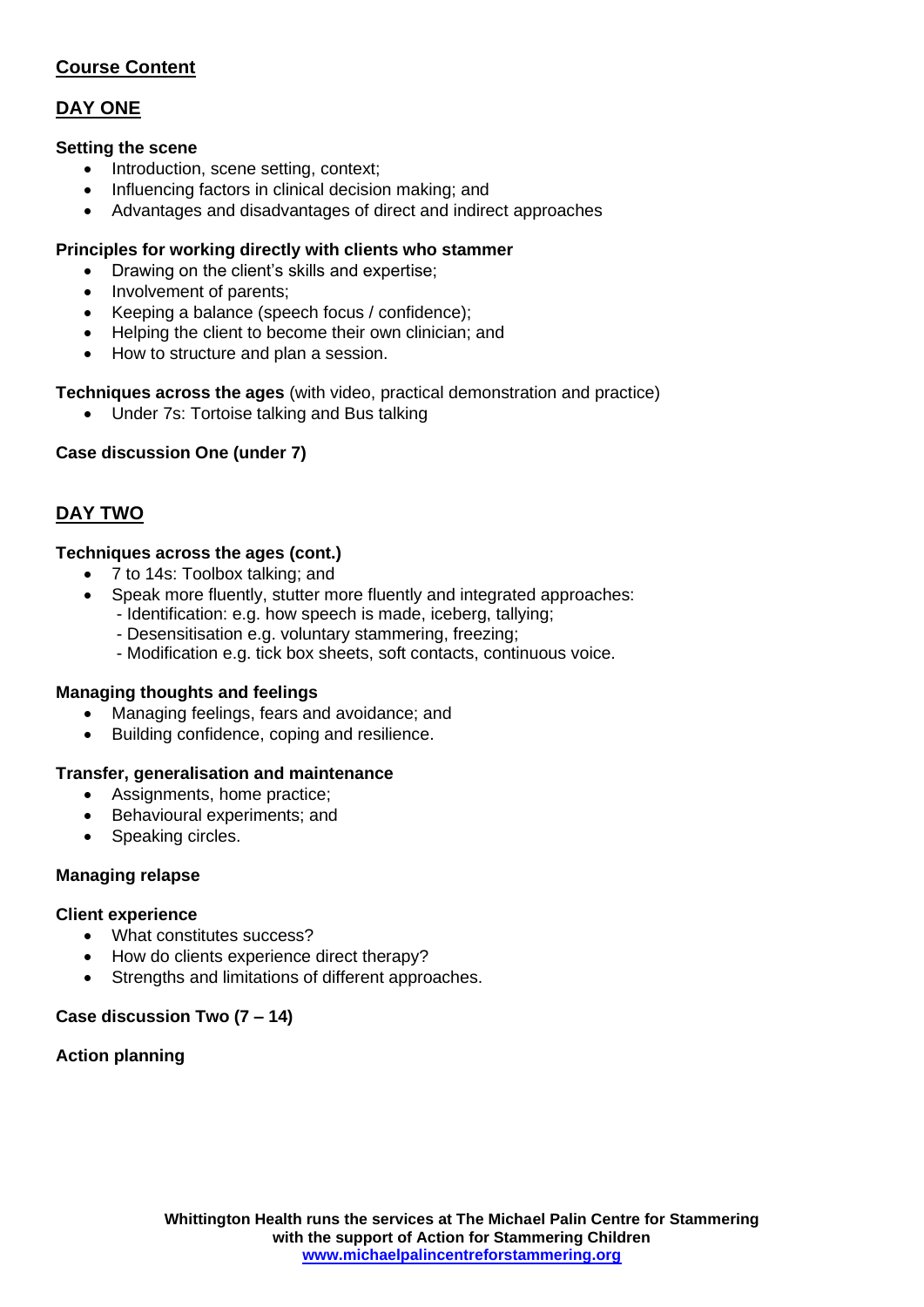# Course Content

## DAY ONE

**Setting the scene**

- Introduction, scene setting, context;
- Influencing factors in clinical decision making; and
- Advantages and disadvantages of direct and indirect approaches

**Principles for working directly with clients who stammer**

- Drawing on the client's skills and expertise;
- Involvement of parents;
- Keeping a balance (speech focus / confidence);
- Helping the client to become their own clinician; and
- How to structure and plan a session.

**Techniques across the ages** (with video, practical demonstration and practice)

- Under 7s: Tortoise talking and Bus talking

**Case discussion One (under 7)**

## DAY TWO

**Techniques across the ages (cont.)**

- 7 to 14s: Toolbox talking; and
- Speak more fluently, stutter more fluently and integrated approaches:
  - Identification: e.g. how speech is made, iceberg, tallying;
  - Desensitisation e.g. voluntary stammering, freezing;
  - Modification e.g. tick box sheets, soft contacts, continuous voice.

**Managing thoughts and feelings**

- Managing feelings, fears and avoidance; and
- Building confidence, coping and resilience.

**Transfer, generalisation and maintenance**

- Assignments, home practice;
- Behavioural experiments; and
- Speaking circles.

**Managing relapse**

**Client experience**

- What constitutes success?
- How do clients experience direct therapy?
- Strengths and limitations of different approaches.

**Case discussion Two (7 – 14)**

**Action planning**

**Whittington Health runs the services at The Michael Palin Centre for Stammering with the support of Action for Stammering Children**
**www.michaelpalincentreforstammering.org**